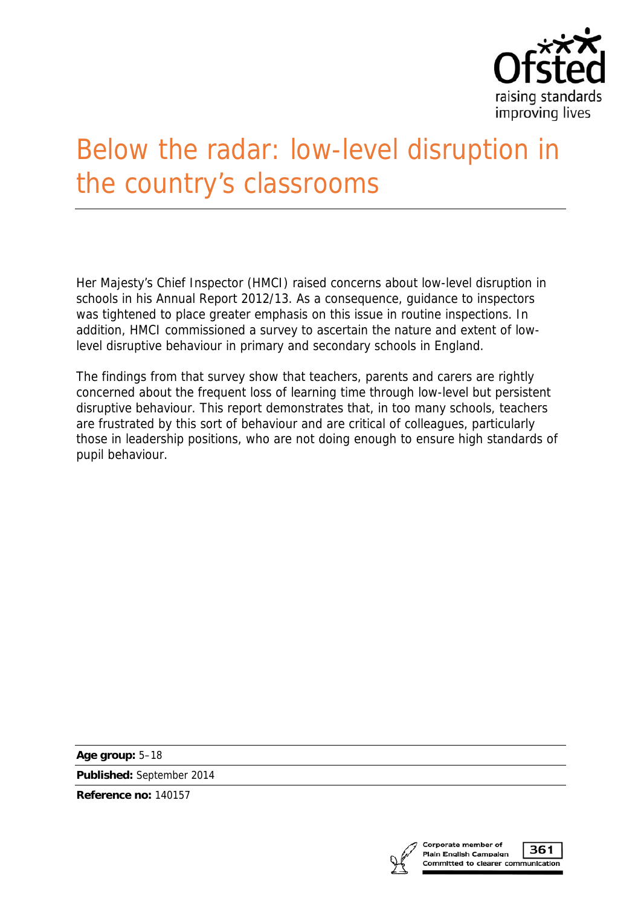# Below the radar: low-level disruption in the country's classrooms

Her Majesty's Chief Inspector (HMCI) raised concerns about low-level disruption in schools in his Annual Report 2012/13. As a consequence, guidance to inspectors was tightened to place greater emphasis on this issue in routine inspections. In addition, HMCI commissioned a survey to ascertain the nature and extent of low-level disruptive behaviour in primary and secondary schools in England.

The findings from that survey show that teachers, parents and carers are rightly concerned about the frequent loss of learning time through low-level but persistent disruptive behaviour. This report demonstrates that, in too many schools, teachers are frustrated by this sort of behaviour and are critical of colleagues, particularly those in leadership positions, who are not doing enough to ensure high standards of pupil behaviour.

**Age group:** 5–18

**Published:** September 2014

**Reference no:** 140157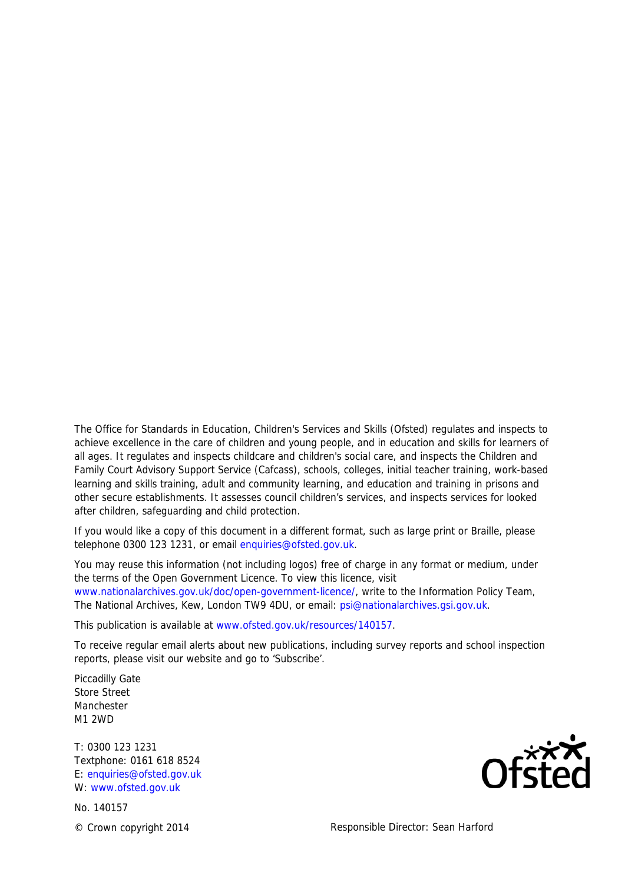The Office for Standards in Education, Children's Services and Skills (Ofsted) regulates and inspects to achieve excellence in the care of children and young people, and in education and skills for learners of all ages. It regulates and inspects childcare and children's social care, and inspects the Children and Family Court Advisory Support Service (Cafcass), schools, colleges, initial teacher training, work-based learning and skills training, adult and community learning, and education and training in prisons and other secure establishments. It assesses council children's services, and inspects services for looked after children, safeguarding and child protection.

If you would like a copy of this document in a different format, such as large print or Braille, please telephone 0300 123 1231, or email enquiries@ofsted.gov.uk.

You may reuse this information (not including logos) free of charge in any format or medium, under the terms of the Open Government Licence. To view this licence, visit www.nationalarchives.gov.uk/doc/open-government-licence/, write to the Information Policy Team, The National Archives, Kew, London TW9 4DU, or email: psi@nationalarchives.gsi.gov.uk.

This publication is available at www.ofsted.gov.uk/resources/140157.

To receive regular email alerts about new publications, including survey reports and school inspection reports, please visit our website and go to 'Subscribe'.

Piccadilly Gate
Store Street
Manchester
M1 2WD

T: 0300 123 1231
Textphone: 0161 618 8524
E: enquiries@ofsted.gov.uk
W: www.ofsted.gov.uk

No. 140157

© Crown copyright 2014

Responsible Director: Sean Harford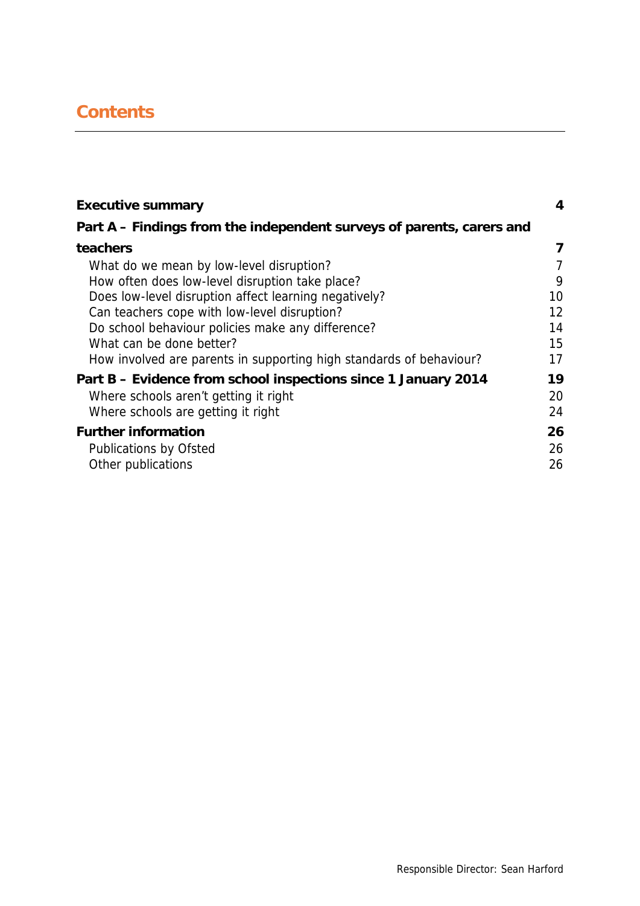# Contents

| | |
|---|---|
| **Executive summary** | **4** |
| **Part A – Findings from the independent surveys of parents, carers and teachers** | **7** |
| What do we mean by low-level disruption? | 7 |
| How often does low-level disruption take place? | 9 |
| Does low-level disruption affect learning negatively? | 10 |
| Can teachers cope with low-level disruption? | 12 |
| Do school behaviour policies make any difference? | 14 |
| What can be done better? | 15 |
| How involved are parents in supporting high standards of behaviour? | 17 |
| **Part B – Evidence from school inspections since 1 January 2014** | **19** |
| Where schools aren't getting it right | 20 |
| Where schools are getting it right | 24 |
| **Further information** | **26** |
| Publications by Ofsted | 26 |
| Other publications | 26 |

Responsible Director: Sean Harford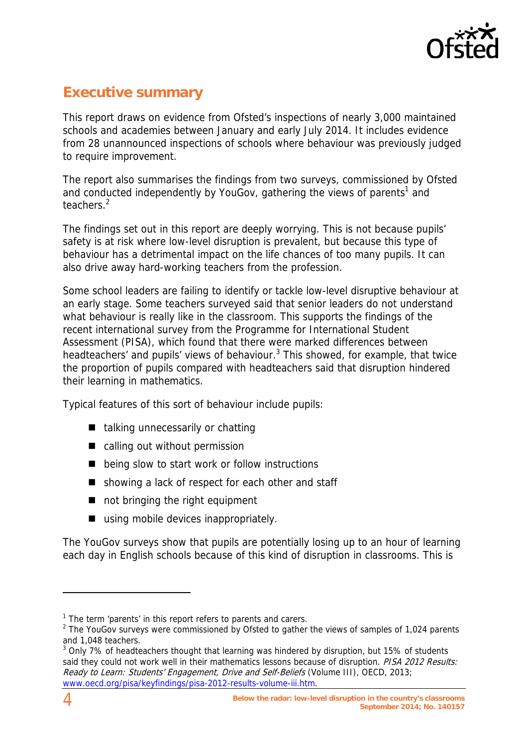## Executive summary

This report draws on evidence from Ofsted's inspections of nearly 3,000 maintained schools and academies between January and early July 2014. It includes evidence from 28 unannounced inspections of schools where behaviour was previously judged to require improvement.

The report also summarises the findings from two surveys, commissioned by Ofsted and conducted independently by YouGov, gathering the views of parents[1] and teachers.[2]

The findings set out in this report are deeply worrying. This is not because pupils' safety is at risk where low-level disruption is prevalent, but because this type of behaviour has a detrimental impact on the life chances of too many pupils. It can also drive away hard-working teachers from the profession.

Some school leaders are failing to identify or tackle low-level disruptive behaviour at an early stage. Some teachers surveyed said that senior leaders do not understand what behaviour is really like in the classroom. This supports the findings of the recent international survey from the Programme for International Student Assessment (PISA), which found that there were marked differences between headteachers' and pupils' views of behaviour.[3] This showed, for example, that twice the proportion of pupils compared with headteachers said that disruption hindered their learning in mathematics.

Typical features of this sort of behaviour include pupils:

- talking unnecessarily or chatting
- calling out without permission
- being slow to start work or follow instructions
- showing a lack of respect for each other and staff
- not bringing the right equipment
- using mobile devices inappropriately.

The YouGov surveys show that pupils are potentially losing up to an hour of learning each day in English schools because of this kind of disruption in classrooms. This is

---

[1] The term 'parents' in this report refers to parents and carers.

[2] The YouGov surveys were commissioned by Ofsted to gather the views of samples of 1,024 parents and 1,048 teachers.

[3] Only 7% of headteachers thought that learning was hindered by disruption, but 15% of students said they could not work well in their mathematics lessons because of disruption. *PISA 2012 Results: Ready to Learn: Students' Engagement, Drive and Self-Beliefs* (Volume III), OECD, 2013; www.oecd.org/pisa/keyfindings/pisa-2012-results-volume-iii.htm.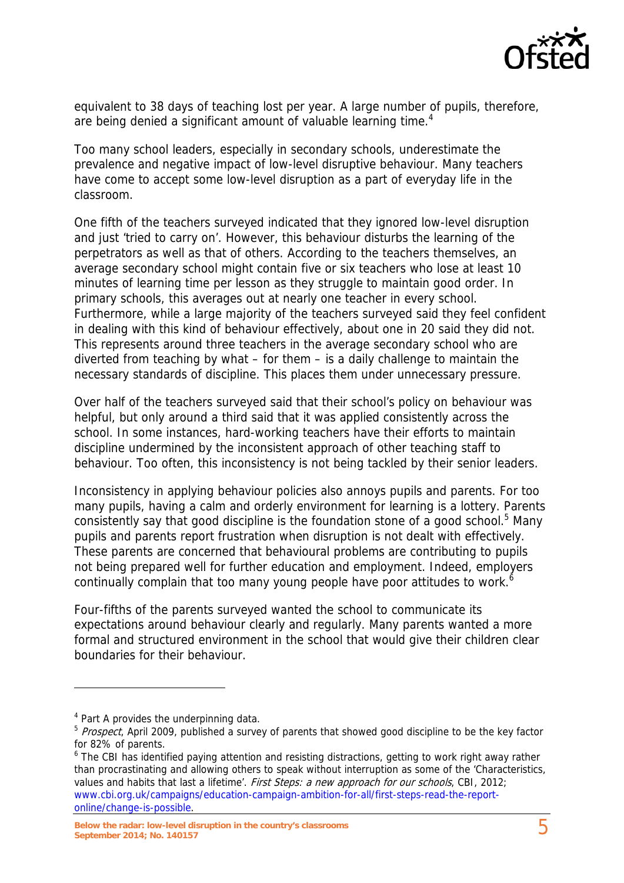equivalent to 38 days of teaching lost per year. A large number of pupils, therefore, are being denied a significant amount of valuable learning time.[4]

Too many school leaders, especially in secondary schools, underestimate the prevalence and negative impact of low-level disruptive behaviour. Many teachers have come to accept some low-level disruption as a part of everyday life in the classroom.

One fifth of the teachers surveyed indicated that they ignored low-level disruption and just 'tried to carry on'. However, this behaviour disturbs the learning of the perpetrators as well as that of others. According to the teachers themselves, an average secondary school might contain five or six teachers who lose at least 10 minutes of learning time per lesson as they struggle to maintain good order. In primary schools, this averages out at nearly one teacher in every school. Furthermore, while a large majority of the teachers surveyed said they feel confident in dealing with this kind of behaviour effectively, about one in 20 said they did not. This represents around three teachers in the average secondary school who are diverted from teaching by what – for them – is a daily challenge to maintain the necessary standards of discipline. This places them under unnecessary pressure.

Over half of the teachers surveyed said that their school's policy on behaviour was helpful, but only around a third said that it was applied consistently across the school. In some instances, hard-working teachers have their efforts to maintain discipline undermined by the inconsistent approach of other teaching staff to behaviour. Too often, this inconsistency is not being tackled by their senior leaders.

Inconsistency in applying behaviour policies also annoys pupils and parents. For too many pupils, having a calm and orderly environment for learning is a lottery. Parents consistently say that good discipline is the foundation stone of a good school.[5] Many pupils and parents report frustration when disruption is not dealt with effectively. These parents are concerned that behavioural problems are contributing to pupils not being prepared well for further education and employment. Indeed, employers continually complain that too many young people have poor attitudes to work.[6]

Four-fifths of the parents surveyed wanted the school to communicate its expectations around behaviour clearly and regularly. Many parents wanted a more formal and structured environment in the school that would give their children clear boundaries for their behaviour.

---

[4] Part A provides the underpinning data.

[5] *Prospect*, April 2009, published a survey of parents that showed good discipline to be the key factor for 82% of parents.

[6] The CBI has identified paying attention and resisting distractions, getting to work right away rather than procrastinating and allowing others to speak without interruption as some of the 'Characteristics, values and habits that last a lifetime'. *First Steps: a new approach for our schools*, CBI, 2012; www.cbi.org.uk/campaigns/education-campaign-ambition-for-all/first-steps-read-the-report-online/change-is-possible.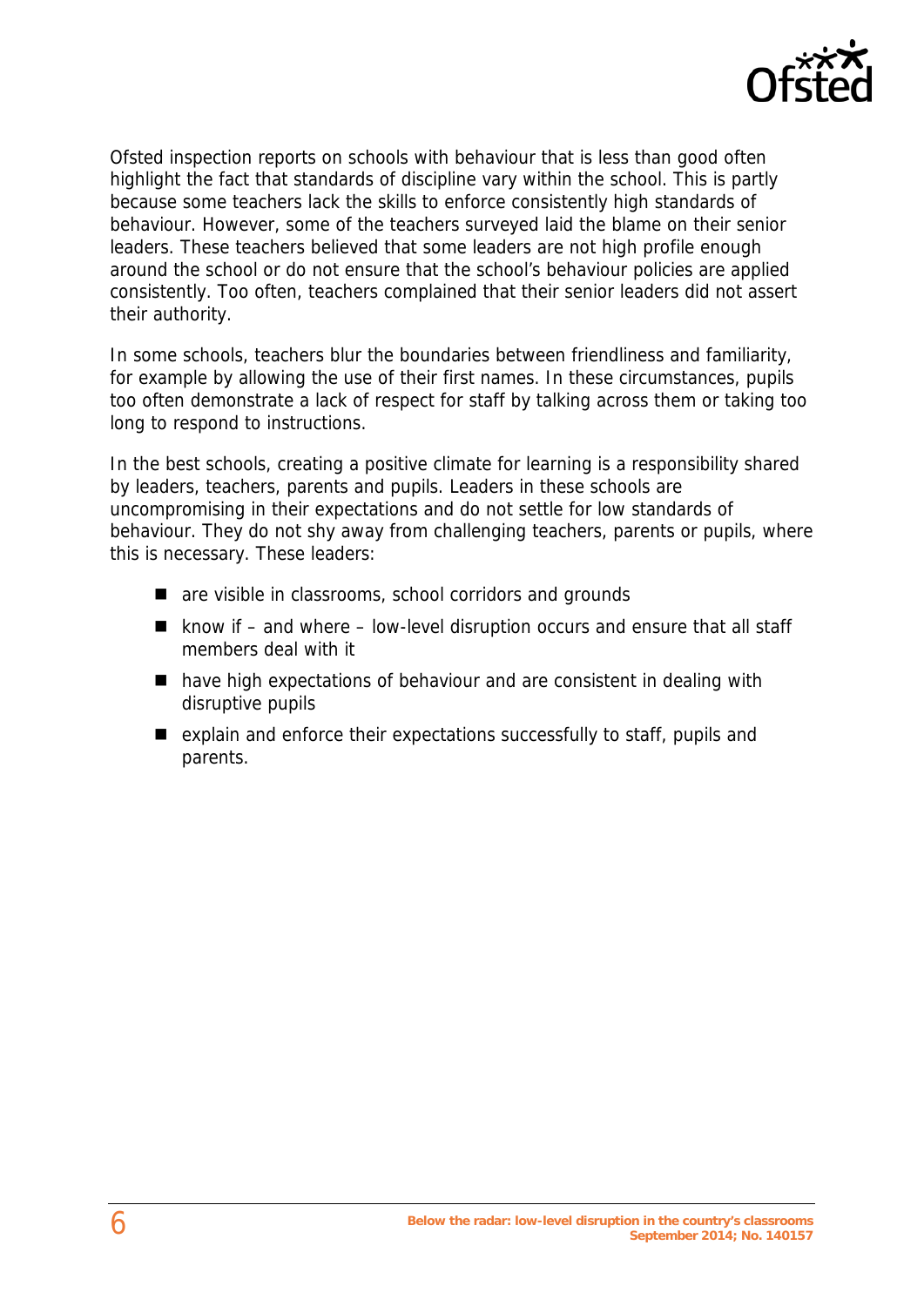Ofsted inspection reports on schools with behaviour that is less than good often highlight the fact that standards of discipline vary within the school. This is partly because some teachers lack the skills to enforce consistently high standards of behaviour. However, some of the teachers surveyed laid the blame on their senior leaders. These teachers believed that some leaders are not high profile enough around the school or do not ensure that the school's behaviour policies are applied consistently. Too often, teachers complained that their senior leaders did not assert their authority.

In some schools, teachers blur the boundaries between friendliness and familiarity, for example by allowing the use of their first names. In these circumstances, pupils too often demonstrate a lack of respect for staff by talking across them or taking too long to respond to instructions.

In the best schools, creating a positive climate for learning is a responsibility shared by leaders, teachers, parents and pupils. Leaders in these schools are uncompromising in their expectations and do not settle for low standards of behaviour. They do not shy away from challenging teachers, parents or pupils, where this is necessary. These leaders:

- are visible in classrooms, school corridors and grounds
- know if – and where – low-level disruption occurs and ensure that all staff members deal with it
- have high expectations of behaviour and are consistent in dealing with disruptive pupils
- explain and enforce their expectations successfully to staff, pupils and parents.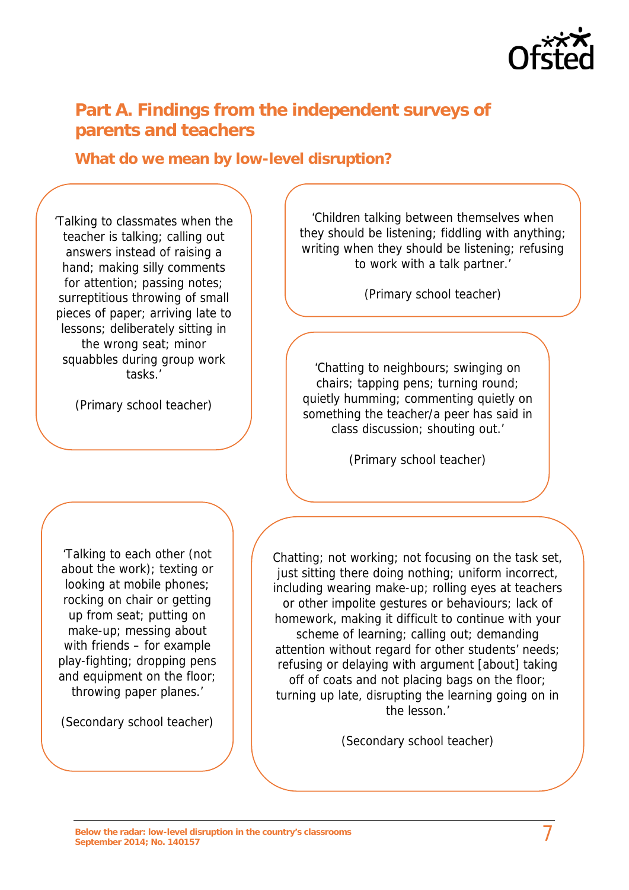## Part A. Findings from the independent surveys of parents and teachers

### What do we mean by low-level disruption?

'Talking to classmates when the teacher is talking; calling out answers instead of raising a hand; making silly comments for attention; passing notes; surreptitious throwing of small pieces of paper; arriving late to lessons; deliberately sitting in the wrong seat; minor squabbles during group work tasks.'

(Primary school teacher)

'Children talking between themselves when they should be listening; fiddling with anything; writing when they should be listening; refusing to work with a talk partner.'

(Primary school teacher)

'Chatting to neighbours; swinging on chairs; tapping pens; turning round; quietly humming; commenting quietly on something the teacher/a peer has said in class discussion; shouting out.'

(Primary school teacher)

'Talking to each other (not about the work); texting or looking at mobile phones; rocking on chair or getting up from seat; putting on make-up; messing about with friends – for example play-fighting; dropping pens and equipment on the floor; throwing paper planes.'

(Secondary school teacher)

Chatting; not working; not focusing on the task set, just sitting there doing nothing; uniform incorrect, including wearing make-up; rolling eyes at teachers or other impolite gestures or behaviours; lack of homework, making it difficult to continue with your scheme of learning; calling out; demanding attention without regard for other students' needs; refusing or delaying with argument [about] taking off of coats and not placing bags on the floor; turning up late, disrupting the learning going on in the lesson.'

(Secondary school teacher)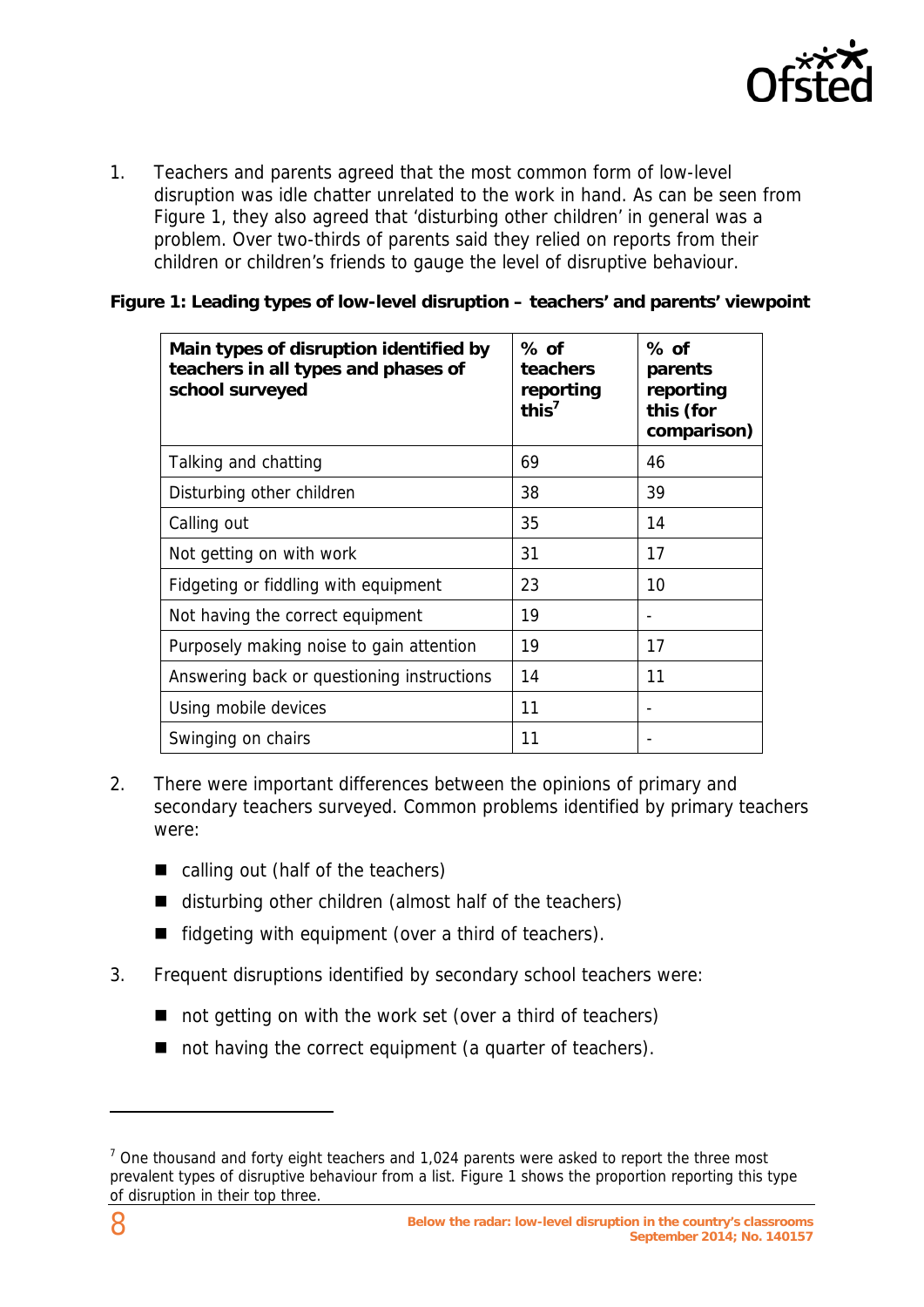1. Teachers and parents agreed that the most common form of low-level disruption was idle chatter unrelated to the work in hand. As can be seen from Figure 1, they also agreed that 'disturbing other children' in general was a problem. Over two-thirds of parents said they relied on reports from their children or children's friends to gauge the level of disruptive behaviour.

**Figure 1: Leading types of low-level disruption – teachers' and parents' viewpoint**

| Main types of disruption identified by teachers in all types and phases of school surveyed | % of teachers reporting this[7] | % of parents reporting this (for comparison) |
|---|---|---|
| Talking and chatting | 69 | 46 |
| Disturbing other children | 38 | 39 |
| Calling out | 35 | 14 |
| Not getting on with work | 31 | 17 |
| Fidgeting or fiddling with equipment | 23 | 10 |
| Not having the correct equipment | 19 | - |
| Purposely making noise to gain attention | 19 | 17 |
| Answering back or questioning instructions | 14 | 11 |
| Using mobile devices | 11 | - |
| Swinging on chairs | 11 | - |

2. There were important differences between the opinions of primary and secondary teachers surveyed. Common problems identified by primary teachers were:
   - calling out (half of the teachers)
   - disturbing other children (almost half of the teachers)
   - fidgeting with equipment (over a third of teachers).

3. Frequent disruptions identified by secondary school teachers were:
   - not getting on with the work set (over a third of teachers)
   - not having the correct equipment (a quarter of teachers).

---

[7] One thousand and forty eight teachers and 1,024 parents were asked to report the three most prevalent types of disruptive behaviour from a list. Figure 1 shows the proportion reporting this type of disruption in their top three.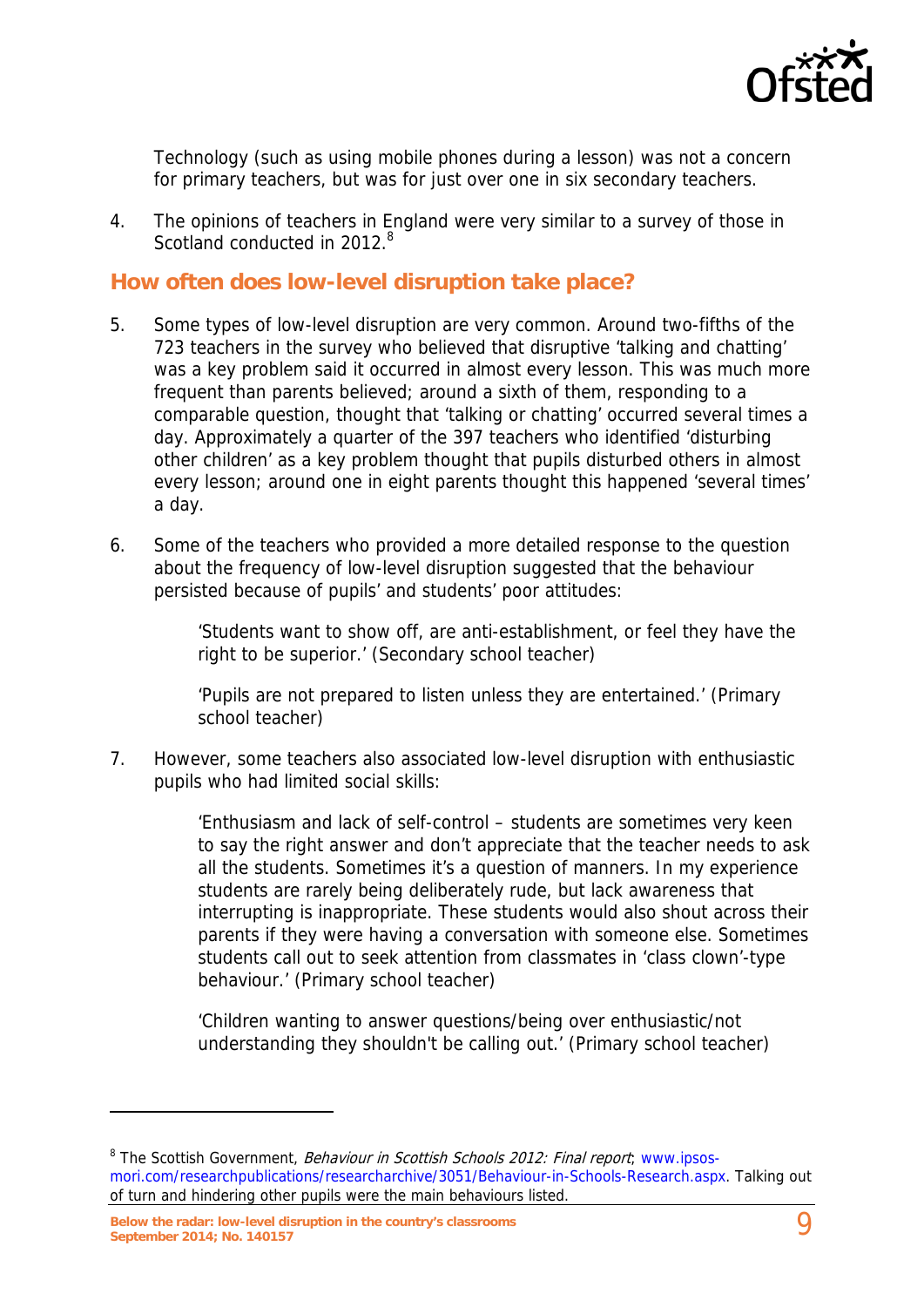Technology (such as using mobile phones during a lesson) was not a concern for primary teachers, but was for just over one in six secondary teachers.

4. The opinions of teachers in England were very similar to a survey of those in Scotland conducted in 2012.[8]

## How often does low-level disruption take place?

5. Some types of low-level disruption are very common. Around two-fifths of the 723 teachers in the survey who believed that disruptive 'talking and chatting' was a key problem said it occurred in almost every lesson. This was much more frequent than parents believed; around a sixth of them, responding to a comparable question, thought that 'talking or chatting' occurred several times a day. Approximately a quarter of the 397 teachers who identified 'disturbing other children' as a key problem thought that pupils disturbed others in almost every lesson; around one in eight parents thought this happened 'several times' a day.

6. Some of the teachers who provided a more detailed response to the question about the frequency of low-level disruption suggested that the behaviour persisted because of pupils' and students' poor attitudes:

> 'Students want to show off, are anti-establishment, or feel they have the right to be superior.' (Secondary school teacher)

> 'Pupils are not prepared to listen unless they are entertained.' (Primary school teacher)

7. However, some teachers also associated low-level disruption with enthusiastic pupils who had limited social skills:

> 'Enthusiasm and lack of self-control – students are sometimes very keen to say the right answer and don't appreciate that the teacher needs to ask all the students. Sometimes it's a question of manners. In my experience students are rarely being deliberately rude, but lack awareness that interrupting is inappropriate. These students would also shout across their parents if they were having a conversation with someone else. Sometimes students call out to seek attention from classmates in 'class clown'-type behaviour.' (Primary school teacher)

> 'Children wanting to answer questions/being over enthusiastic/not understanding they shouldn't be calling out.' (Primary school teacher)

---

[8] The Scottish Government, *Behaviour in Scottish Schools 2012: Final report*; www.ipsos-mori.com/researchpublications/researcharchive/3051/Behaviour-in-Schools-Research.aspx. Talking out of turn and hindering other pupils were the main behaviours listed.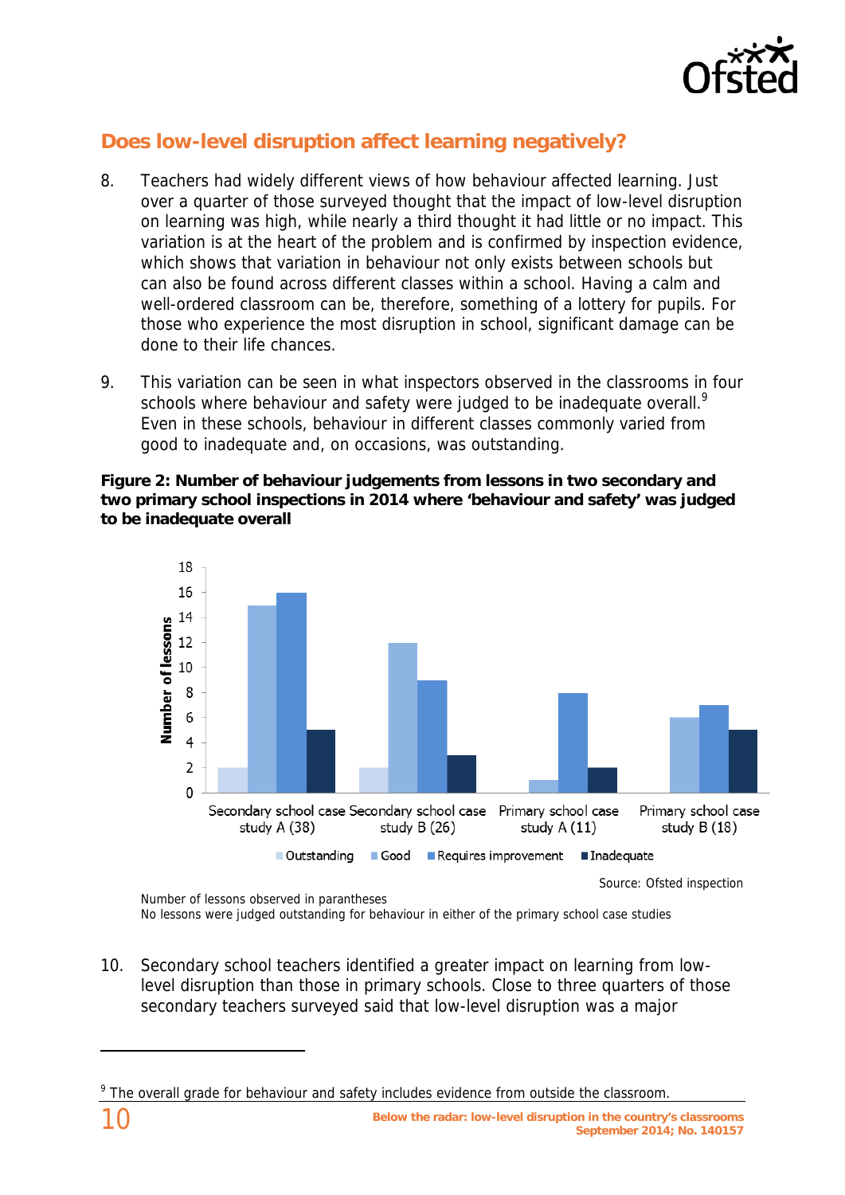## Does low-level disruption affect learning negatively?

8. Teachers had widely different views of how behaviour affected learning. Just over a quarter of those surveyed thought that the impact of low-level disruption on learning was high, while nearly a third thought it had little or no impact. This variation is at the heart of the problem and is confirmed by inspection evidence, which shows that variation in behaviour not only exists between schools but can also be found across different classes within a school. Having a calm and well-ordered classroom can be, therefore, something of a lottery for pupils. For those who experience the most disruption in school, significant damage can be done to their life chances.

9. This variation can be seen in what inspectors observed in the classrooms in four schools where behaviour and safety were judged to be inadequate overall.[9] Even in these schools, behaviour in different classes commonly varied from good to inadequate and, on occasions, was outstanding.

**Figure 2: Number of behaviour judgements from lessons in two secondary and two primary school inspections in 2014 where 'behaviour and safety' was judged to be inadequate overall**

| | Outstanding | Good | Requires improvement | Inadequate |
|---|---|---|---|---|
| Secondary school case study A (38) | 2 | 15 | 16 | 5 |
| Secondary school case study B (26) | 2 | 12 | 9 | 3 |
| Primary school case study A (11) | | 1 | 8 | 2 |
| Primary school case study B (18) | | 6 | 7 | 5 |

Source: Ofsted inspection

Number of lessons observed in parantheses
No lessons were judged outstanding for behaviour in either of the primary school case studies

10. Secondary school teachers identified a greater impact on learning from low-level disruption than those in primary schools. Close to three quarters of those secondary teachers surveyed said that low-level disruption was a major

[9] The overall grade for behaviour and safety includes evidence from outside the classroom.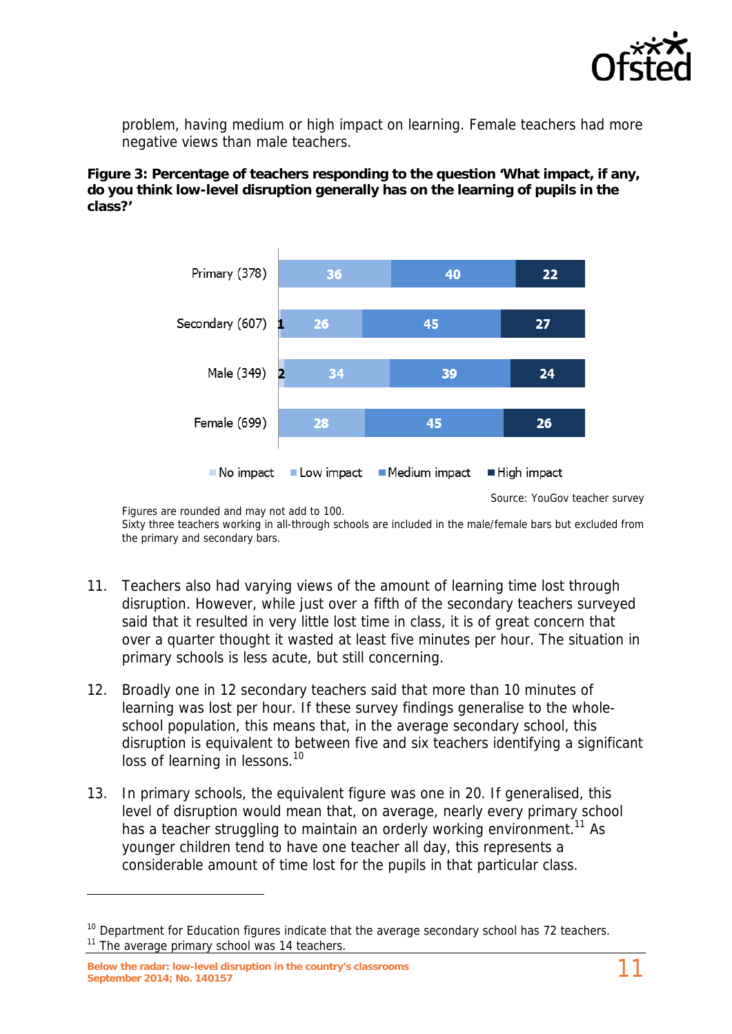problem, having medium or high impact on learning. Female teachers had more negative views than male teachers.

**Figure 3: Percentage of teachers responding to the question 'What impact, if any, do you think low-level disruption generally has on the learning of pupils in the class?'**

| | No impact | Low impact | Medium impact | High impact |
|---|---|---|---|---|
| Primary (378) | | 36 | 40 | 22 |
| Secondary (607) | 1 | 26 | 45 | 27 |
| Male (349) | 2 | 34 | 39 | 24 |
| Female (699) | | 28 | 45 | 26 |

Source: YouGov teacher survey

Figures are rounded and may not add to 100.
Sixty three teachers working in all-through schools are included in the male/female bars but excluded from the primary and secondary bars.

11. Teachers also had varying views of the amount of learning time lost through disruption. However, while just over a fifth of the secondary teachers surveyed said that it resulted in very little lost time in class, it is of great concern that over a quarter thought it wasted at least five minutes per hour. The situation in primary schools is less acute, but still concerning.

12. Broadly one in 12 secondary teachers said that more than 10 minutes of learning was lost per hour. If these survey findings generalise to the whole-school population, this means that, in the average secondary school, this disruption is equivalent to between five and six teachers identifying a significant loss of learning in lessons.[10]

13. In primary schools, the equivalent figure was one in 20. If generalised, this level of disruption would mean that, on average, nearly every primary school has a teacher struggling to maintain an orderly working environment.[11] As younger children tend to have one teacher all day, this represents a considerable amount of time lost for the pupils in that particular class.

---

[10] Department for Education figures indicate that the average secondary school has 72 teachers.
[11] The average primary school was 14 teachers.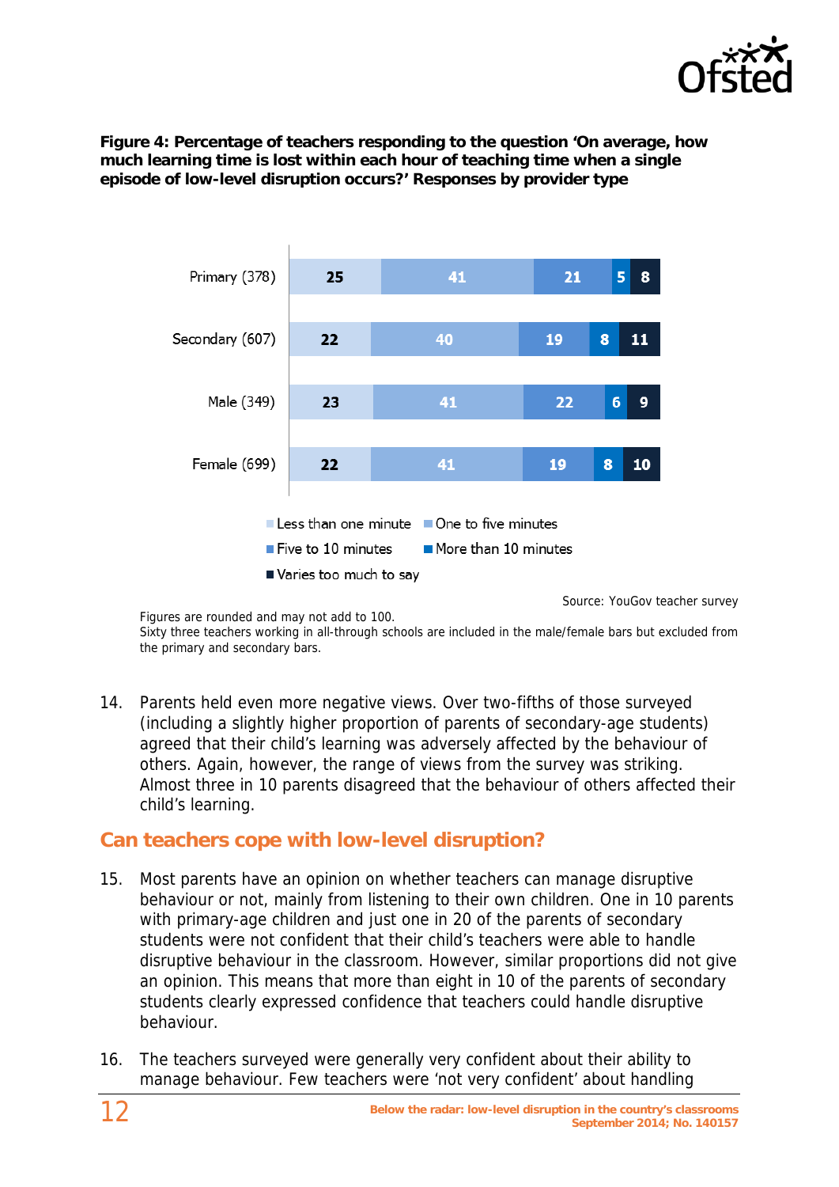**Figure 4: Percentage of teachers responding to the question 'On average, how much learning time is lost within each hour of teaching time when a single episode of low-level disruption occurs?' Responses by provider type**

| | Less than one minute | One to five minutes | Five to 10 minutes | More than 10 minutes | Varies too much to say |
|---|---|---|---|---|---|
| Primary (378) | 25 | 41 | 21 | 5 | 8 |
| Secondary (607) | 22 | 40 | 19 | 8 | 11 |
| Male (349) | 23 | 41 | 22 | 6 | 9 |
| Female (699) | 22 | 41 | 19 | 8 | 10 |

Source: YouGov teacher survey

Figures are rounded and may not add to 100.
Sixty three teachers working in all-through schools are included in the male/female bars but excluded from the primary and secondary bars.

14. Parents held even more negative views. Over two-fifths of those surveyed (including a slightly higher proportion of parents of secondary-age students) agreed that their child's learning was adversely affected by the behaviour of others. Again, however, the range of views from the survey was striking. Almost three in 10 parents disagreed that the behaviour of others affected their child's learning.

## Can teachers cope with low-level disruption?

15. Most parents have an opinion on whether teachers can manage disruptive behaviour or not, mainly from listening to their own children. One in 10 parents with primary-age children and just one in 20 of the parents of secondary students were not confident that their child's teachers were able to handle disruptive behaviour in the classroom. However, similar proportions did not give an opinion. This means that more than eight in 10 of the parents of secondary students clearly expressed confidence that teachers could handle disruptive behaviour.

16. The teachers surveyed were generally very confident about their ability to manage behaviour. Few teachers were 'not very confident' about handling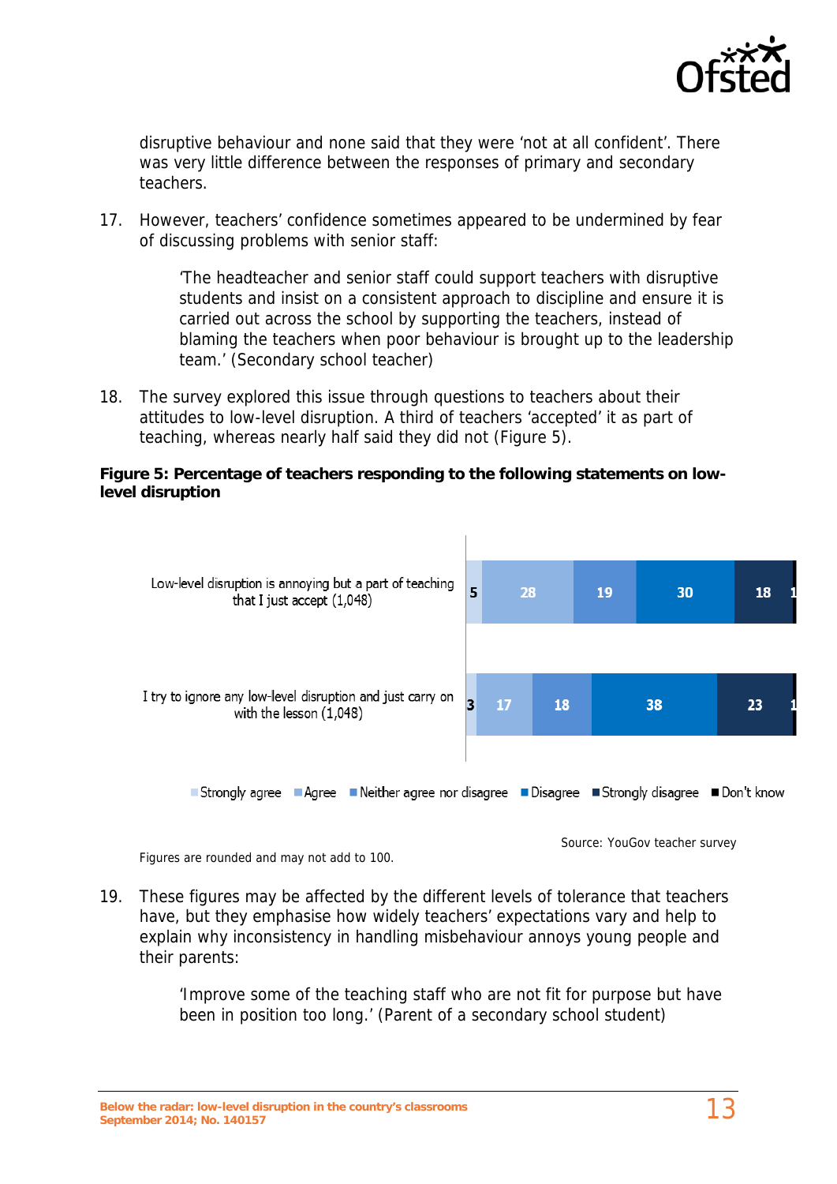disruptive behaviour and none said that they were 'not at all confident'. There was very little difference between the responses of primary and secondary teachers.

17. However, teachers' confidence sometimes appeared to be undermined by fear of discussing problems with senior staff:

> 'The headteacher and senior staff could support teachers with disruptive students and insist on a consistent approach to discipline and ensure it is carried out across the school by supporting the teachers, instead of blaming the teachers when poor behaviour is brought up to the leadership team.' (Secondary school teacher)

18. The survey explored this issue through questions to teachers about their attitudes to low-level disruption. A third of teachers 'accepted' it as part of teaching, whereas nearly half said they did not (Figure 5).

**Figure 5: Percentage of teachers responding to the following statements on low-level disruption**

| Statement | Strongly agree | Agree | Neither agree nor disagree | Disagree | Strongly disagree | Don't know |
|---|---|---|---|---|---|---|
| Low-level disruption is annoying but a part of teaching that I just accept (1,048) | 5 | 28 | 19 | 30 | 18 | 1 |
| I try to ignore any low-level disruption and just carry on with the lesson (1,048) | 3 | 17 | 18 | 38 | 23 | 1 |

Source: YouGov teacher survey

Figures are rounded and may not add to 100.

19. These figures may be affected by the different levels of tolerance that teachers have, but they emphasise how widely teachers' expectations vary and help to explain why inconsistency in handling misbehaviour annoys young people and their parents:

> 'Improve some of the teaching staff who are not fit for purpose but have been in position too long.' (Parent of a secondary school student)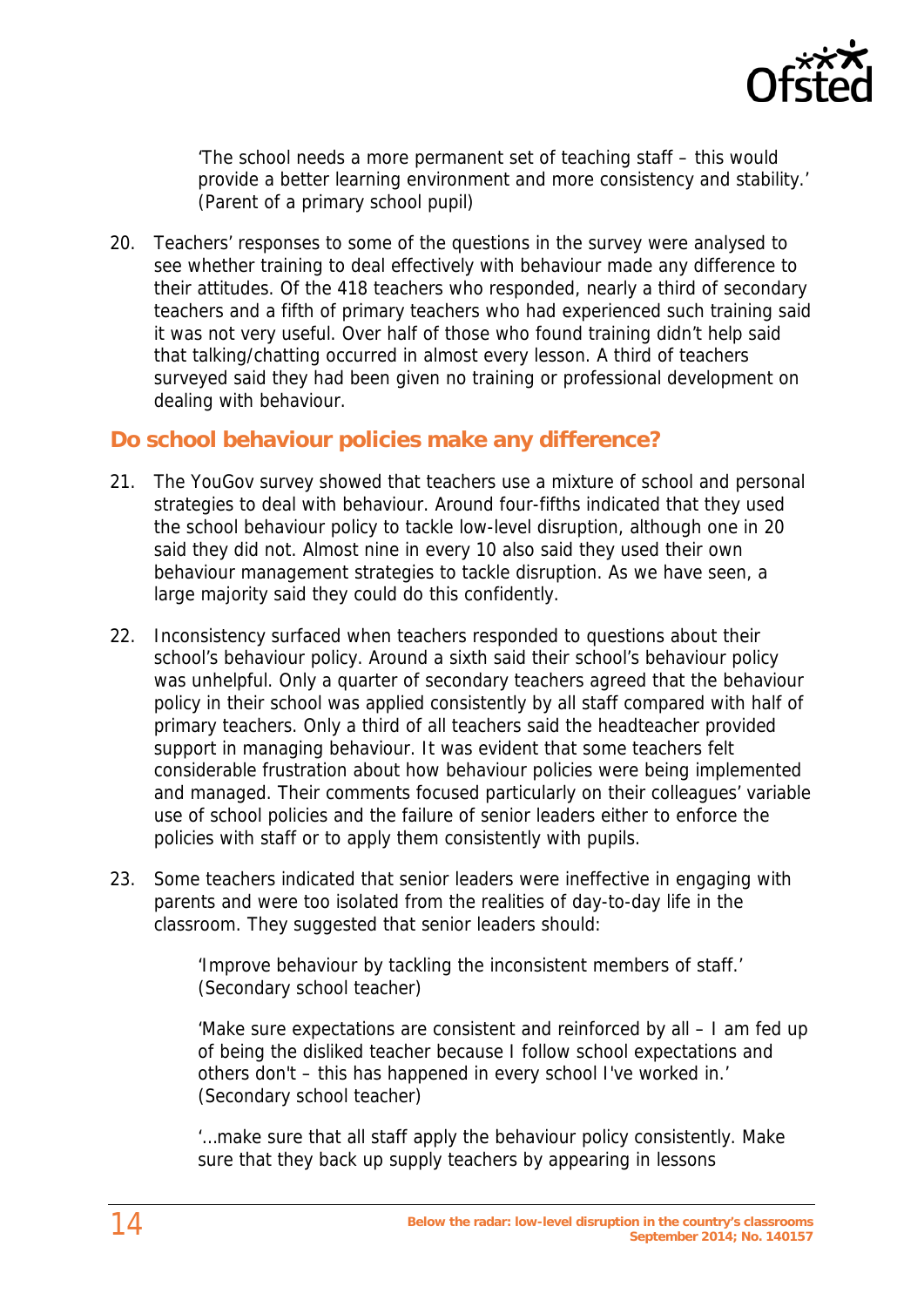'The school needs a more permanent set of teaching staff – this would provide a better learning environment and more consistency and stability.' (Parent of a primary school pupil)

20. Teachers' responses to some of the questions in the survey were analysed to see whether training to deal effectively with behaviour made any difference to their attitudes. Of the 418 teachers who responded, nearly a third of secondary teachers and a fifth of primary teachers who had experienced such training said it was not very useful. Over half of those who found training didn't help said that talking/chatting occurred in almost every lesson. A third of teachers surveyed said they had been given no training or professional development on dealing with behaviour.

## Do school behaviour policies make any difference?

21. The YouGov survey showed that teachers use a mixture of school and personal strategies to deal with behaviour. Around four-fifths indicated that they used the school behaviour policy to tackle low-level disruption, although one in 20 said they did not. Almost nine in every 10 also said they used their own behaviour management strategies to tackle disruption. As we have seen, a large majority said they could do this confidently.

22. Inconsistency surfaced when teachers responded to questions about their school's behaviour policy. Around a sixth said their school's behaviour policy was unhelpful. Only a quarter of secondary teachers agreed that the behaviour policy in their school was applied consistently by all staff compared with half of primary teachers. Only a third of all teachers said the headteacher provided support in managing behaviour. It was evident that some teachers felt considerable frustration about how behaviour policies were being implemented and managed. Their comments focused particularly on their colleagues' variable use of school policies and the failure of senior leaders either to enforce the policies with staff or to apply them consistently with pupils.

23. Some teachers indicated that senior leaders were ineffective in engaging with parents and were too isolated from the realities of day-to-day life in the classroom. They suggested that senior leaders should:

    'Improve behaviour by tackling the inconsistent members of staff.' (Secondary school teacher)

    'Make sure expectations are consistent and reinforced by all – I am fed up of being the disliked teacher because I follow school expectations and others don't – this has happened in every school I've worked in.' (Secondary school teacher)

    '…make sure that all staff apply the behaviour policy consistently. Make sure that they back up supply teachers by appearing in lessons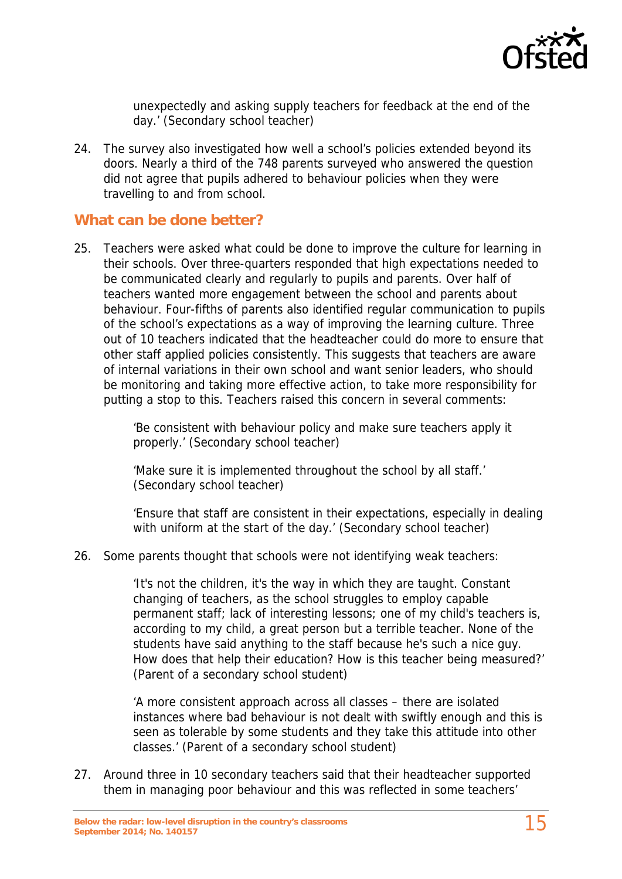unexpectedly and asking supply teachers for feedback at the end of the day.' (Secondary school teacher)

24. The survey also investigated how well a school's policies extended beyond its doors. Nearly a third of the 748 parents surveyed who answered the question did not agree that pupils adhered to behaviour policies when they were travelling to and from school.

## What can be done better?

25. Teachers were asked what could be done to improve the culture for learning in their schools. Over three-quarters responded that high expectations needed to be communicated clearly and regularly to pupils and parents. Over half of teachers wanted more engagement between the school and parents about behaviour. Four-fifths of parents also identified regular communication to pupils of the school's expectations as a way of improving the learning culture. Three out of 10 teachers indicated that the headteacher could do more to ensure that other staff applied policies consistently. This suggests that teachers are aware of internal variations in their own school and want senior leaders, who should be monitoring and taking more effective action, to take more responsibility for putting a stop to this. Teachers raised this concern in several comments:

    'Be consistent with behaviour policy and make sure teachers apply it properly.' (Secondary school teacher)

    'Make sure it is implemented throughout the school by all staff.' (Secondary school teacher)

    'Ensure that staff are consistent in their expectations, especially in dealing with uniform at the start of the day.' (Secondary school teacher)

26. Some parents thought that schools were not identifying weak teachers:

    'It's not the children, it's the way in which they are taught. Constant changing of teachers, as the school struggles to employ capable permanent staff; lack of interesting lessons; one of my child's teachers is, according to my child, a great person but a terrible teacher. None of the students have said anything to the staff because he's such a nice guy. How does that help their education? How is this teacher being measured?' (Parent of a secondary school student)

    'A more consistent approach across all classes – there are isolated instances where bad behaviour is not dealt with swiftly enough and this is seen as tolerable by some students and they take this attitude into other classes.' (Parent of a secondary school student)

27. Around three in 10 secondary teachers said that their headteacher supported them in managing poor behaviour and this was reflected in some teachers'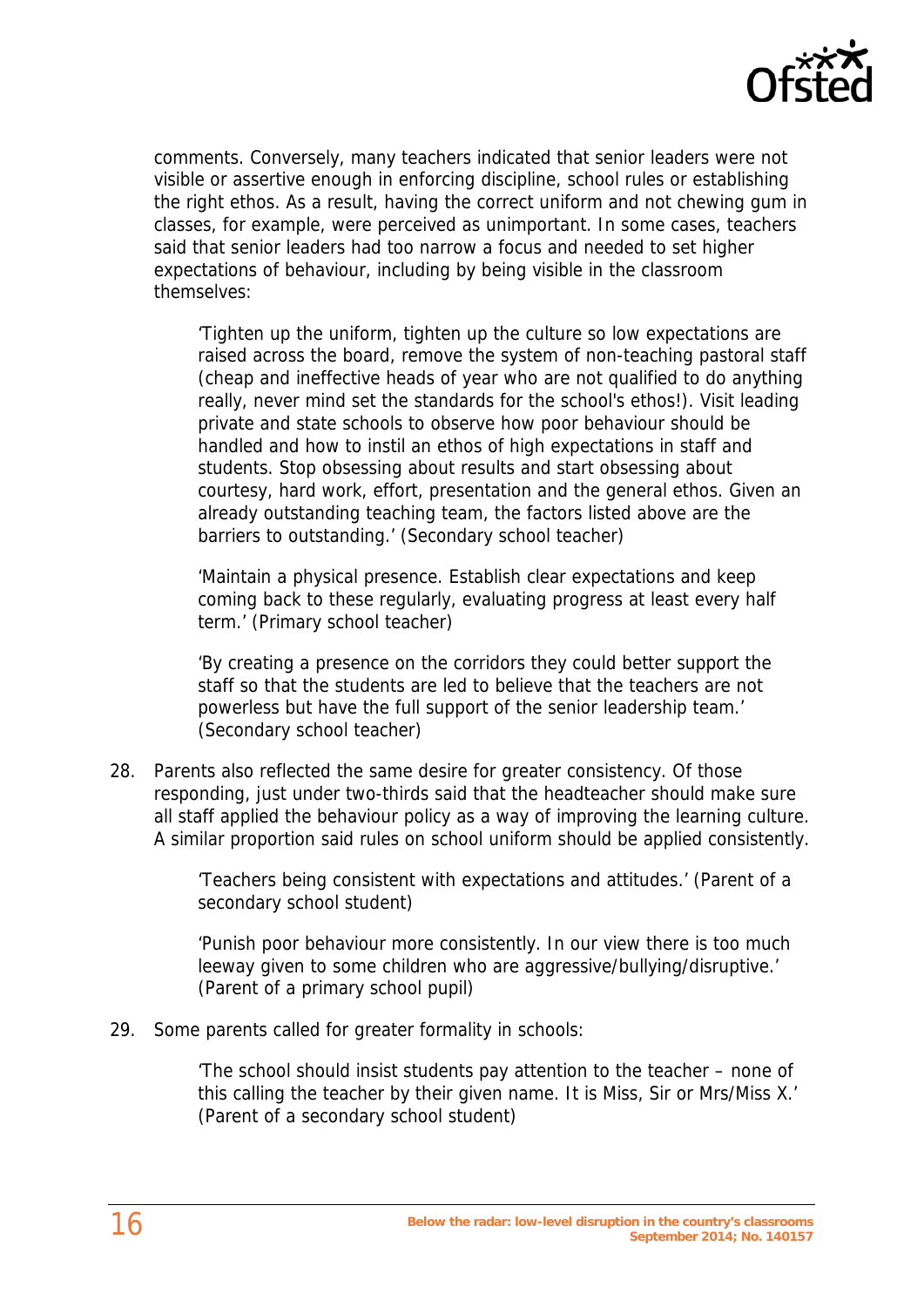comments. Conversely, many teachers indicated that senior leaders were not visible or assertive enough in enforcing discipline, school rules or establishing the right ethos. As a result, having the correct uniform and not chewing gum in classes, for example, were perceived as unimportant. In some cases, teachers said that senior leaders had too narrow a focus and needed to set higher expectations of behaviour, including by being visible in the classroom themselves:

> 'Tighten up the uniform, tighten up the culture so low expectations are raised across the board, remove the system of non-teaching pastoral staff (cheap and ineffective heads of year who are not qualified to do anything really, never mind set the standards for the school's ethos!). Visit leading private and state schools to observe how poor behaviour should be handled and how to instil an ethos of high expectations in staff and students. Stop obsessing about results and start obsessing about courtesy, hard work, effort, presentation and the general ethos. Given an already outstanding teaching team, the factors listed above are the barriers to outstanding.' (Secondary school teacher)

> 'Maintain a physical presence. Establish clear expectations and keep coming back to these regularly, evaluating progress at least every half term.' (Primary school teacher)

> 'By creating a presence on the corridors they could better support the staff so that the students are led to believe that the teachers are not powerless but have the full support of the senior leadership team.' (Secondary school teacher)

28. Parents also reflected the same desire for greater consistency. Of those responding, just under two-thirds said that the headteacher should make sure all staff applied the behaviour policy as a way of improving the learning culture. A similar proportion said rules on school uniform should be applied consistently.

> 'Teachers being consistent with expectations and attitudes.' (Parent of a secondary school student)

> 'Punish poor behaviour more consistently. In our view there is too much leeway given to some children who are aggressive/bullying/disruptive.' (Parent of a primary school pupil)

29. Some parents called for greater formality in schools:

> 'The school should insist students pay attention to the teacher – none of this calling the teacher by their given name. It is Miss, Sir or Mrs/Miss X.' (Parent of a secondary school student)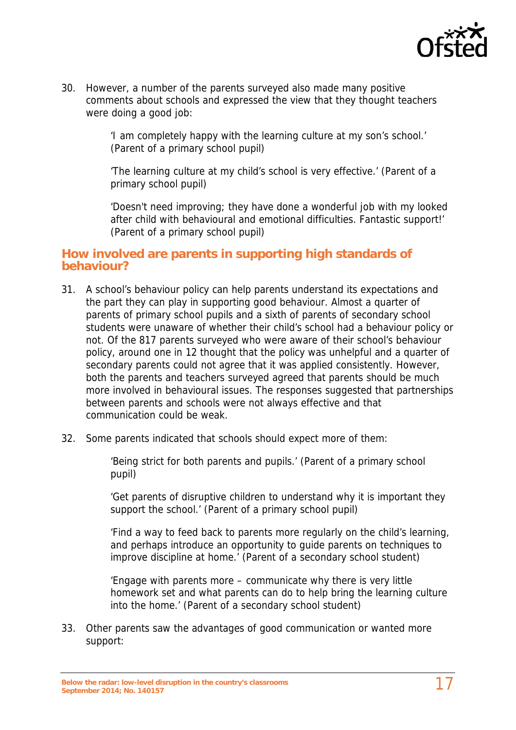30. However, a number of the parents surveyed also made many positive comments about schools and expressed the view that they thought teachers were doing a good job:

> 'I am completely happy with the learning culture at my son's school.' (Parent of a primary school pupil)
>
> 'The learning culture at my child's school is very effective.' (Parent of a primary school pupil)
>
> 'Doesn't need improving; they have done a wonderful job with my looked after child with behavioural and emotional difficulties. Fantastic support!' (Parent of a primary school pupil)

## How involved are parents in supporting high standards of behaviour?

31. A school's behaviour policy can help parents understand its expectations and the part they can play in supporting good behaviour. Almost a quarter of parents of primary school pupils and a sixth of parents of secondary school students were unaware of whether their child's school had a behaviour policy or not. Of the 817 parents surveyed who were aware of their school's behaviour policy, around one in 12 thought that the policy was unhelpful and a quarter of secondary parents could not agree that it was applied consistently. However, both the parents and teachers surveyed agreed that parents should be much more involved in behavioural issues. The responses suggested that partnerships between parents and schools were not always effective and that communication could be weak.

32. Some parents indicated that schools should expect more of them:

> 'Being strict for both parents and pupils.' (Parent of a primary school pupil)
>
> 'Get parents of disruptive children to understand why it is important they support the school.' (Parent of a primary school pupil)
>
> 'Find a way to feed back to parents more regularly on the child's learning, and perhaps introduce an opportunity to guide parents on techniques to improve discipline at home.' (Parent of a secondary school student)
>
> 'Engage with parents more – communicate why there is very little homework set and what parents can do to help bring the learning culture into the home.' (Parent of a secondary school student)

33. Other parents saw the advantages of good communication or wanted more support: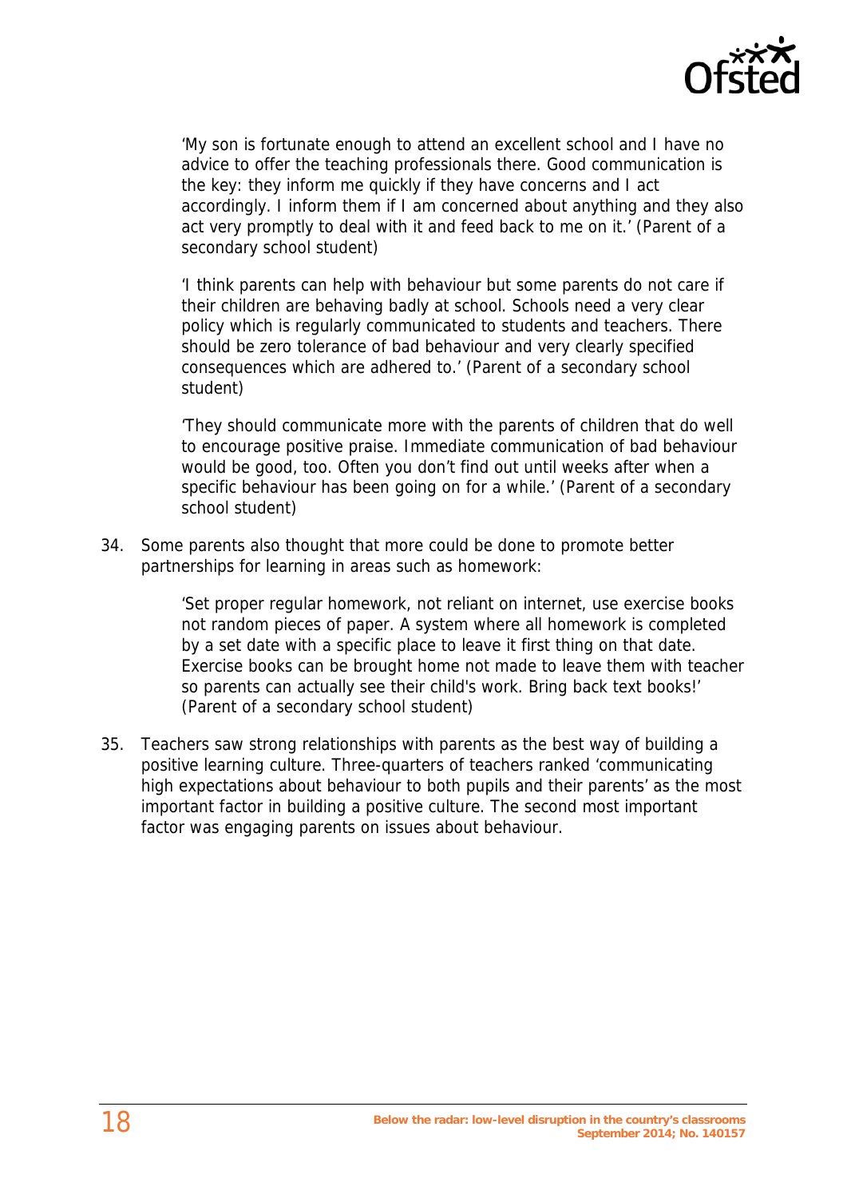> 'My son is fortunate enough to attend an excellent school and I have no advice to offer the teaching professionals there. Good communication is the key: they inform me quickly if they have concerns and I act accordingly. I inform them if I am concerned about anything and they also act very promptly to deal with it and feed back to me on it.' (Parent of a secondary school student)

> 'I think parents can help with behaviour but some parents do not care if their children are behaving badly at school. Schools need a very clear policy which is regularly communicated to students and teachers. There should be zero tolerance of bad behaviour and very clearly specified consequences which are adhered to.' (Parent of a secondary school student)

> 'They should communicate more with the parents of children that do well to encourage positive praise. Immediate communication of bad behaviour would be good, too. Often you don't find out until weeks after when a specific behaviour has been going on for a while.' (Parent of a secondary school student)

34. Some parents also thought that more could be done to promote better partnerships for learning in areas such as homework:

> 'Set proper regular homework, not reliant on internet, use exercise books not random pieces of paper. A system where all homework is completed by a set date with a specific place to leave it first thing on that date. Exercise books can be brought home not made to leave them with teacher so parents can actually see their child's work. Bring back text books!' (Parent of a secondary school student)

35. Teachers saw strong relationships with parents as the best way of building a positive learning culture. Three-quarters of teachers ranked 'communicating high expectations about behaviour to both pupils and their parents' as the most important factor in building a positive culture. The second most important factor was engaging parents on issues about behaviour.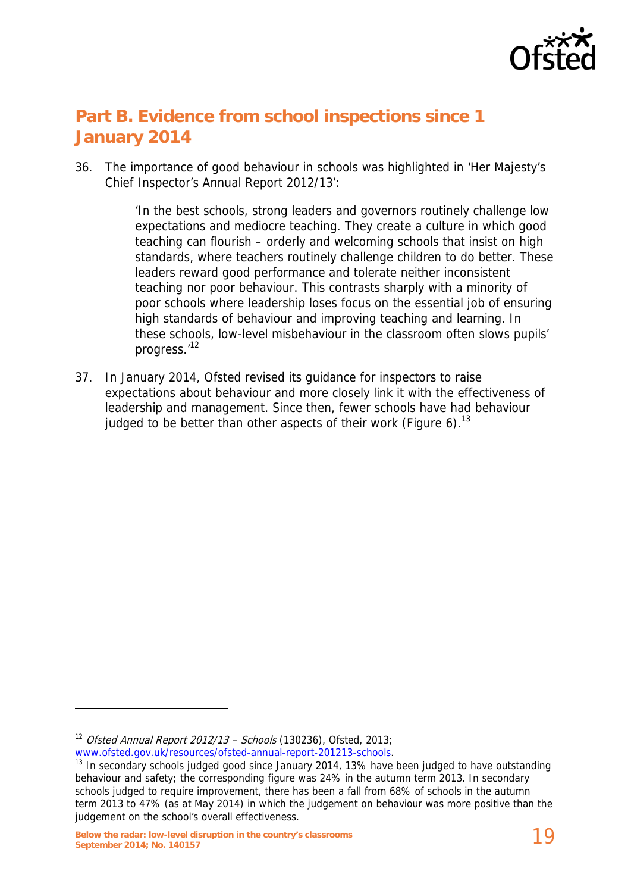## Part B. Evidence from school inspections since 1 January 2014

36. The importance of good behaviour in schools was highlighted in 'Her Majesty's Chief Inspector's Annual Report 2012/13':

 > 'In the best schools, strong leaders and governors routinely challenge low expectations and mediocre teaching. They create a culture in which good teaching can flourish – orderly and welcoming schools that insist on high standards, where teachers routinely challenge children to do better. These leaders reward good performance and tolerate neither inconsistent teaching nor poor behaviour. This contrasts sharply with a minority of poor schools where leadership loses focus on the essential job of ensuring high standards of behaviour and improving teaching and learning. In these schools, low-level misbehaviour in the classroom often slows pupils' progress.'[12]

37. In January 2014, Ofsted revised its guidance for inspectors to raise expectations about behaviour and more closely link it with the effectiveness of leadership and management. Since then, fewer schools have had behaviour judged to be better than other aspects of their work (Figure 6).[13]

---

[12] *Ofsted Annual Report 2012/13 – Schools* (130236), Ofsted, 2013; www.ofsted.gov.uk/resources/ofsted-annual-report-201213-schools.

[13] In secondary schools judged good since January 2014, 13% have been judged to have outstanding behaviour and safety; the corresponding figure was 24% in the autumn term 2013. In secondary schools judged to require improvement, there has been a fall from 68% of schools in the autumn term 2013 to 47% (as at May 2014) in which the judgement on behaviour was more positive than the judgement on the school's overall effectiveness.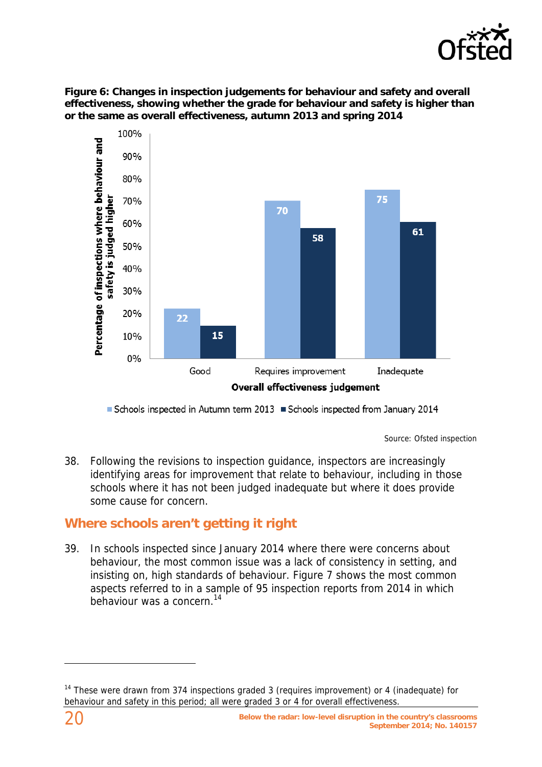**Figure 6: Changes in inspection judgements for behaviour and safety and overall effectiveness, showing whether the grade for behaviour and safety is higher than or the same as overall effectiveness, autumn 2013 and spring 2014**

| Overall effectiveness judgement | Schools inspected in Autumn term 2013 | Schools inspected from January 2014 |
|---|---|---|
| Good | 22 | 15 |
| Requires improvement | 70 | 58 |
| Inadequate | 75 | 61 |

Y-axis: Percentage of inspections where behaviour and safety is judged higher

Source: Ofsted inspection

38. Following the revisions to inspection guidance, inspectors are increasingly identifying areas for improvement that relate to behaviour, including in those schools where it has not been judged inadequate but where it does provide some cause for concern.

## Where schools aren't getting it right

39. In schools inspected since January 2014 where there were concerns about behaviour, the most common issue was a lack of consistency in setting, and insisting on, high standards of behaviour. Figure 7 shows the most common aspects referred to in a sample of 95 inspection reports from 2014 in which behaviour was a concern.[14]

[14] These were drawn from 374 inspections graded 3 (requires improvement) or 4 (inadequate) for behaviour and safety in this period; all were graded 3 or 4 for overall effectiveness.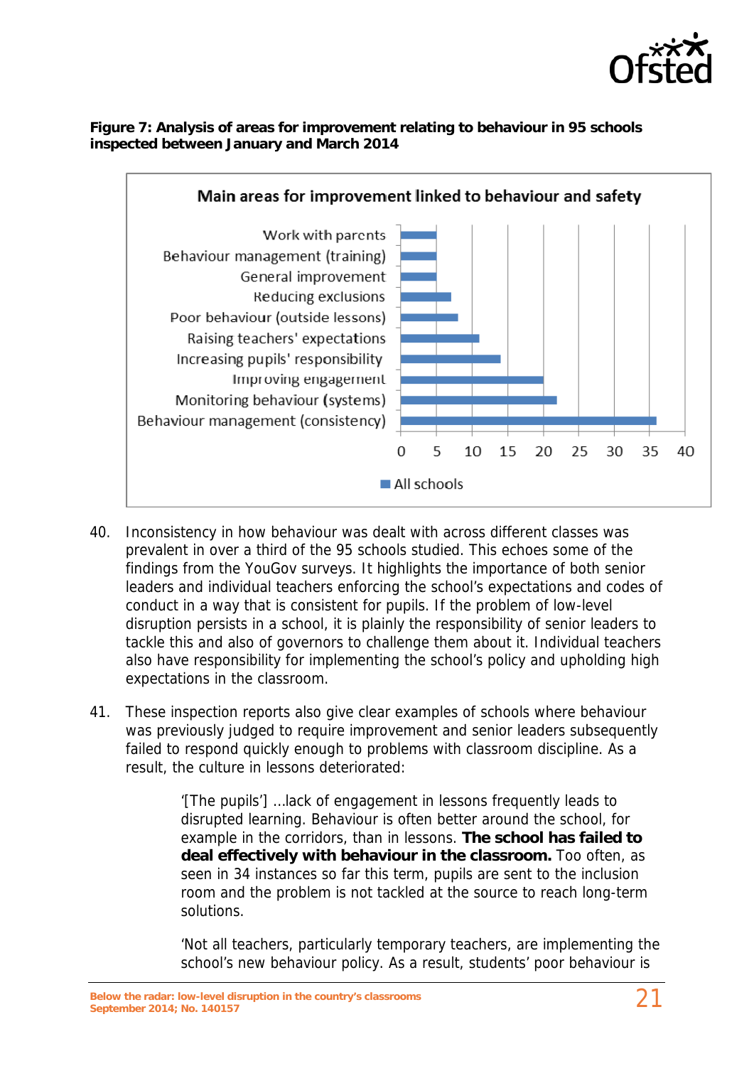**Figure 7: Analysis of areas for improvement relating to behaviour in 95 schools inspected between January and March 2014**

| Main areas for improvement linked to behaviour and safety | All schools |
|---|---|
| Work with parents | 5 |
| Behaviour management (training) | 5 |
| General improvement | 5 |
| Reducing exclusions | 7 |
| Poor behaviour (outside lessons) | 8 |
| Raising teachers' expectations | 11 |
| Increasing pupils' responsibility | 14 |
| Improving engagement | 20 |
| Monitoring behaviour (systems) | 22 |
| Behaviour management (consistency) | 36 |

40. Inconsistency in how behaviour was dealt with across different classes was prevalent in over a third of the 95 schools studied. This echoes some of the findings from the YouGov surveys. It highlights the importance of both senior leaders and individual teachers enforcing the school's expectations and codes of conduct in a way that is consistent for pupils. If the problem of low-level disruption persists in a school, it is plainly the responsibility of senior leaders to tackle this and also of governors to challenge them about it. Individual teachers also have responsibility for implementing the school's policy and upholding high expectations in the classroom.

41. These inspection reports also give clear examples of schools where behaviour was previously judged to require improvement and senior leaders subsequently failed to respond quickly enough to problems with classroom discipline. As a result, the culture in lessons deteriorated:

> '[The pupils'] ...lack of engagement in lessons frequently leads to disrupted learning. Behaviour is often better around the school, for example in the corridors, than in lessons. **The school has failed to deal effectively with behaviour in the classroom.** Too often, as seen in 34 instances so far this term, pupils are sent to the inclusion room and the problem is not tackled at the source to reach long-term solutions.

> 'Not all teachers, particularly temporary teachers, are implementing the school's new behaviour policy. As a result, students' poor behaviour is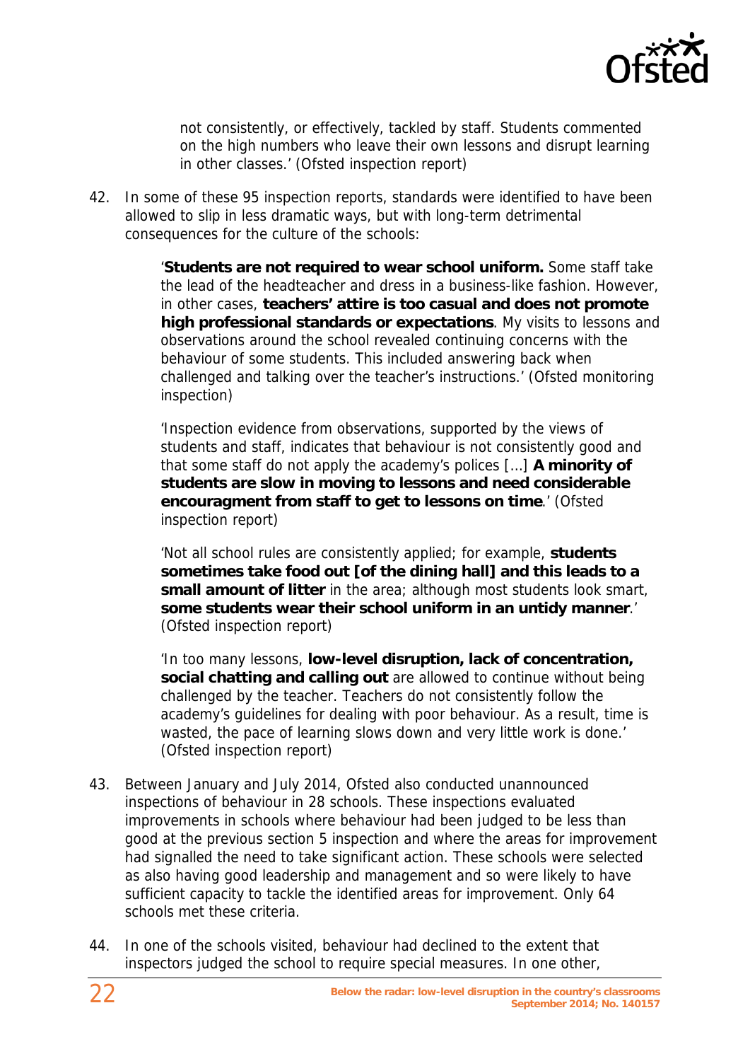> not consistently, or effectively, tackled by staff. Students commented on the high numbers who leave their own lessons and disrupt learning in other classes.' (Ofsted inspection report)

42. In some of these 95 inspection reports, standards were identified to have been allowed to slip in less dramatic ways, but with long-term detrimental consequences for the culture of the schools:

> '**Students are not required to wear school uniform.** Some staff take the lead of the headteacher and dress in a business-like fashion. However, in other cases, **teachers' attire is too casual and does not promote high professional standards or expectations**. My visits to lessons and observations around the school revealed continuing concerns with the behaviour of some students. This included answering back when challenged and talking over the teacher's instructions.' (Ofsted monitoring inspection)

> 'Inspection evidence from observations, supported by the views of students and staff, indicates that behaviour is not consistently good and that some staff do not apply the academy's polices […] **A minority of students are slow in moving to lessons and need considerable encouragment from staff to get to lessons on time**.' (Ofsted inspection report)

> 'Not all school rules are consistently applied; for example, **students sometimes take food out [of the dining hall] and this leads to a small amount of litter** in the area; although most students look smart, **some students wear their school uniform in an untidy manner**.' (Ofsted inspection report)

> 'In too many lessons, **low-level disruption, lack of concentration, social chatting and calling out** are allowed to continue without being challenged by the teacher. Teachers do not consistently follow the academy's guidelines for dealing with poor behaviour. As a result, time is wasted, the pace of learning slows down and very little work is done.' (Ofsted inspection report)

43. Between January and July 2014, Ofsted also conducted unannounced inspections of behaviour in 28 schools. These inspections evaluated improvements in schools where behaviour had been judged to be less than good at the previous section 5 inspection and where the areas for improvement had signalled the need to take significant action. These schools were selected as also having good leadership and management and so were likely to have sufficient capacity to tackle the identified areas for improvement. Only 64 schools met these criteria.

44. In one of the schools visited, behaviour had declined to the extent that inspectors judged the school to require special measures. In one other,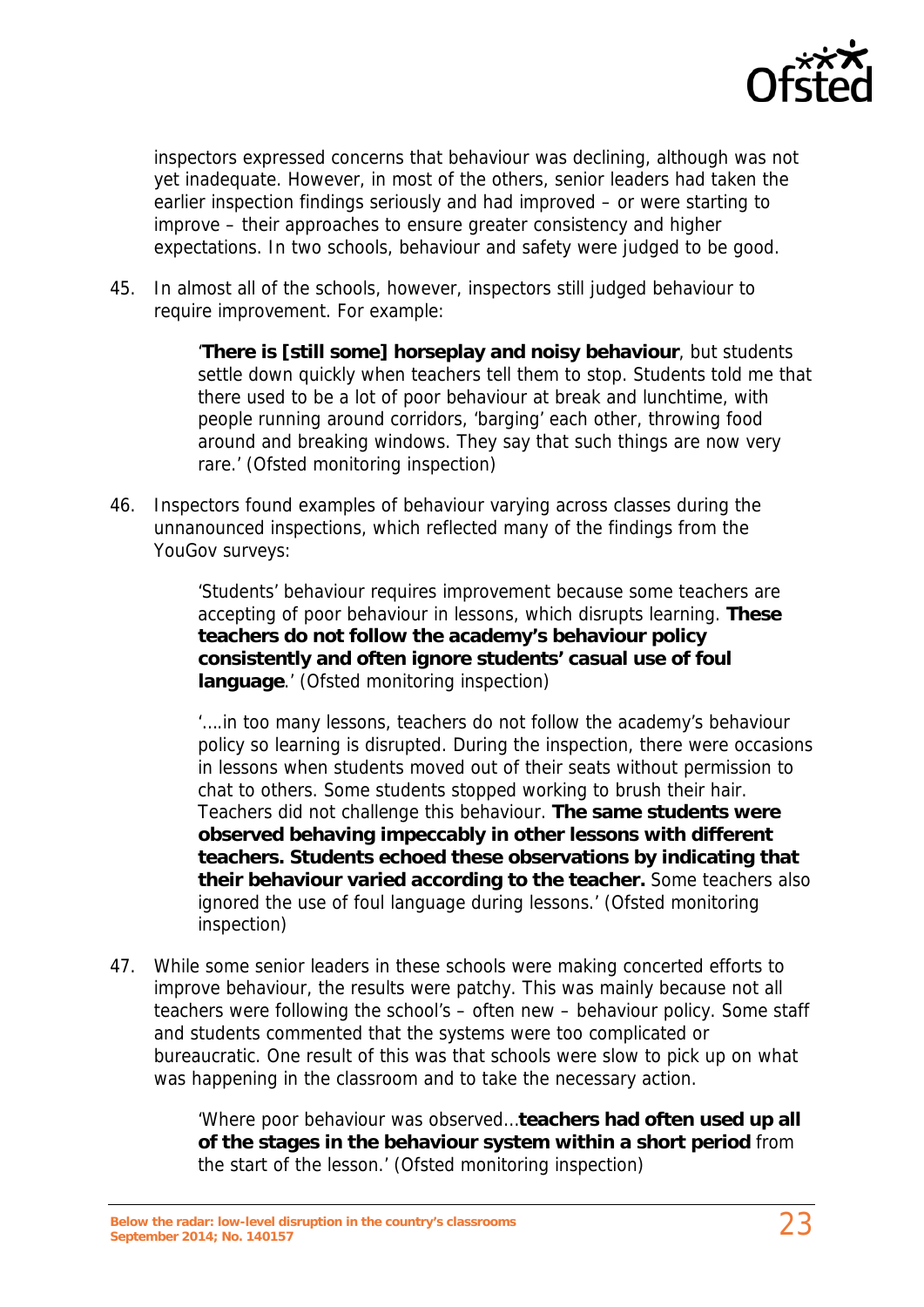inspectors expressed concerns that behaviour was declining, although was not yet inadequate. However, in most of the others, senior leaders had taken the earlier inspection findings seriously and had improved – or were starting to improve – their approaches to ensure greater consistency and higher expectations. In two schools, behaviour and safety were judged to be good.

45. In almost all of the schools, however, inspectors still judged behaviour to require improvement. For example:

> '**There is [still some] horseplay and noisy behaviour**, but students settle down quickly when teachers tell them to stop. Students told me that there used to be a lot of poor behaviour at break and lunchtime, with people running around corridors, 'barging' each other, throwing food around and breaking windows. They say that such things are now very rare.' (Ofsted monitoring inspection)

46. Inspectors found examples of behaviour varying across classes during the unnanounced inspections, which reflected many of the findings from the YouGov surveys:

> 'Students' behaviour requires improvement because some teachers are accepting of poor behaviour in lessons, which disrupts learning. **These teachers do not follow the academy's behaviour policy consistently and often ignore students' casual use of foul language**.' (Ofsted monitoring inspection)

> '….in too many lessons, teachers do not follow the academy's behaviour policy so learning is disrupted. During the inspection, there were occasions in lessons when students moved out of their seats without permission to chat to others. Some students stopped working to brush their hair. Teachers did not challenge this behaviour. **The same students were observed behaving impeccably in other lessons with different teachers. Students echoed these observations by indicating that their behaviour varied according to the teacher.** Some teachers also ignored the use of foul language during lessons.' (Ofsted monitoring inspection)

47. While some senior leaders in these schools were making concerted efforts to improve behaviour, the results were patchy. This was mainly because not all teachers were following the school's – often new – behaviour policy. Some staff and students commented that the systems were too complicated or bureaucratic. One result of this was that schools were slow to pick up on what was happening in the classroom and to take the necessary action.

> 'Where poor behaviour was observed…**teachers had often used up all of the stages in the behaviour system within a short period** from the start of the lesson.' (Ofsted monitoring inspection)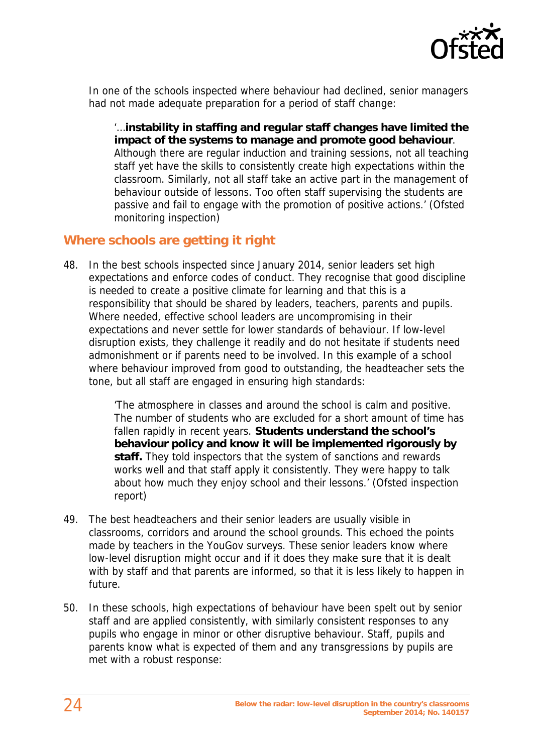In one of the schools inspected where behaviour had declined, senior managers had not made adequate preparation for a period of staff change:

> '…**instability in staffing and regular staff changes have limited the impact of the systems to manage and promote good behaviour**. Although there are regular induction and training sessions, not all teaching staff yet have the skills to consistently create high expectations within the classroom. Similarly, not all staff take an active part in the management of behaviour outside of lessons. Too often staff supervising the students are passive and fail to engage with the promotion of positive actions.' (Ofsted monitoring inspection)

## Where schools are getting it right

48. In the best schools inspected since January 2014, senior leaders set high expectations and enforce codes of conduct. They recognise that good discipline is needed to create a positive climate for learning and that this is a responsibility that should be shared by leaders, teachers, parents and pupils. Where needed, effective school leaders are uncompromising in their expectations and never settle for lower standards of behaviour. If low-level disruption exists, they challenge it readily and do not hesitate if students need admonishment or if parents need to be involved. In this example of a school where behaviour improved from good to outstanding, the headteacher sets the tone, but all staff are engaged in ensuring high standards:

> 'The atmosphere in classes and around the school is calm and positive. The number of students who are excluded for a short amount of time has fallen rapidly in recent years. **Students understand the school's behaviour policy and know it will be implemented rigorously by staff.** They told inspectors that the system of sanctions and rewards works well and that staff apply it consistently. They were happy to talk about how much they enjoy school and their lessons.' (Ofsted inspection report)

49. The best headteachers and their senior leaders are usually visible in classrooms, corridors and around the school grounds. This echoed the points made by teachers in the YouGov surveys. These senior leaders know where low-level disruption might occur and if it does they make sure that it is dealt with by staff and that parents are informed, so that it is less likely to happen in future.

50. In these schools, high expectations of behaviour have been spelt out by senior staff and are applied consistently, with similarly consistent responses to any pupils who engage in minor or other disruptive behaviour. Staff, pupils and parents know what is expected of them and any transgressions by pupils are met with a robust response: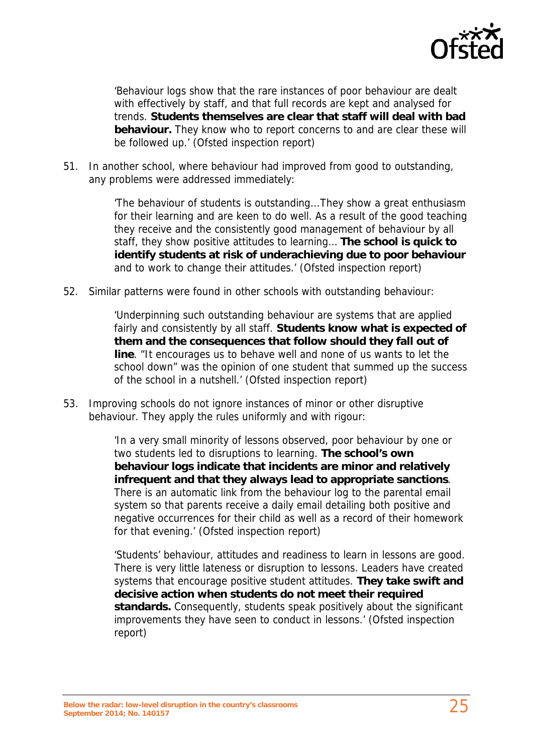> 'Behaviour logs show that the rare instances of poor behaviour are dealt with effectively by staff, and that full records are kept and analysed for trends. **Students themselves are clear that staff will deal with bad behaviour.** They know who to report concerns to and are clear these will be followed up.' (Ofsted inspection report)

51. In another school, where behaviour had improved from good to outstanding, any problems were addressed immediately:

> 'The behaviour of students is outstanding…They show a great enthusiasm for their learning and are keen to do well. As a result of the good teaching they receive and the consistently good management of behaviour by all staff, they show positive attitudes to learning… **The school is quick to identify students at risk of underachieving due to poor behaviour** and to work to change their attitudes.' (Ofsted inspection report)

52. Similar patterns were found in other schools with outstanding behaviour:

> 'Underpinning such outstanding behaviour are systems that are applied fairly and consistently by all staff. **Students know what is expected of them and the consequences that follow should they fall out of line**. "It encourages us to behave well and none of us wants to let the school down" was the opinion of one student that summed up the success of the school in a nutshell.' (Ofsted inspection report)

53. Improving schools do not ignore instances of minor or other disruptive behaviour. They apply the rules uniformly and with rigour:

> 'In a very small minority of lessons observed, poor behaviour by one or two students led to disruptions to learning. **The school's own behaviour logs indicate that incidents are minor and relatively infrequent and that they always lead to appropriate sanctions**. There is an automatic link from the behaviour log to the parental email system so that parents receive a daily email detailing both positive and negative occurrences for their child as well as a record of their homework for that evening.' (Ofsted inspection report)

> 'Students' behaviour, attitudes and readiness to learn in lessons are good. There is very little lateness or disruption to lessons. Leaders have created systems that encourage positive student attitudes. **They take swift and decisive action when students do not meet their required standards.** Consequently, students speak positively about the significant improvements they have seen to conduct in lessons.' (Ofsted inspection report)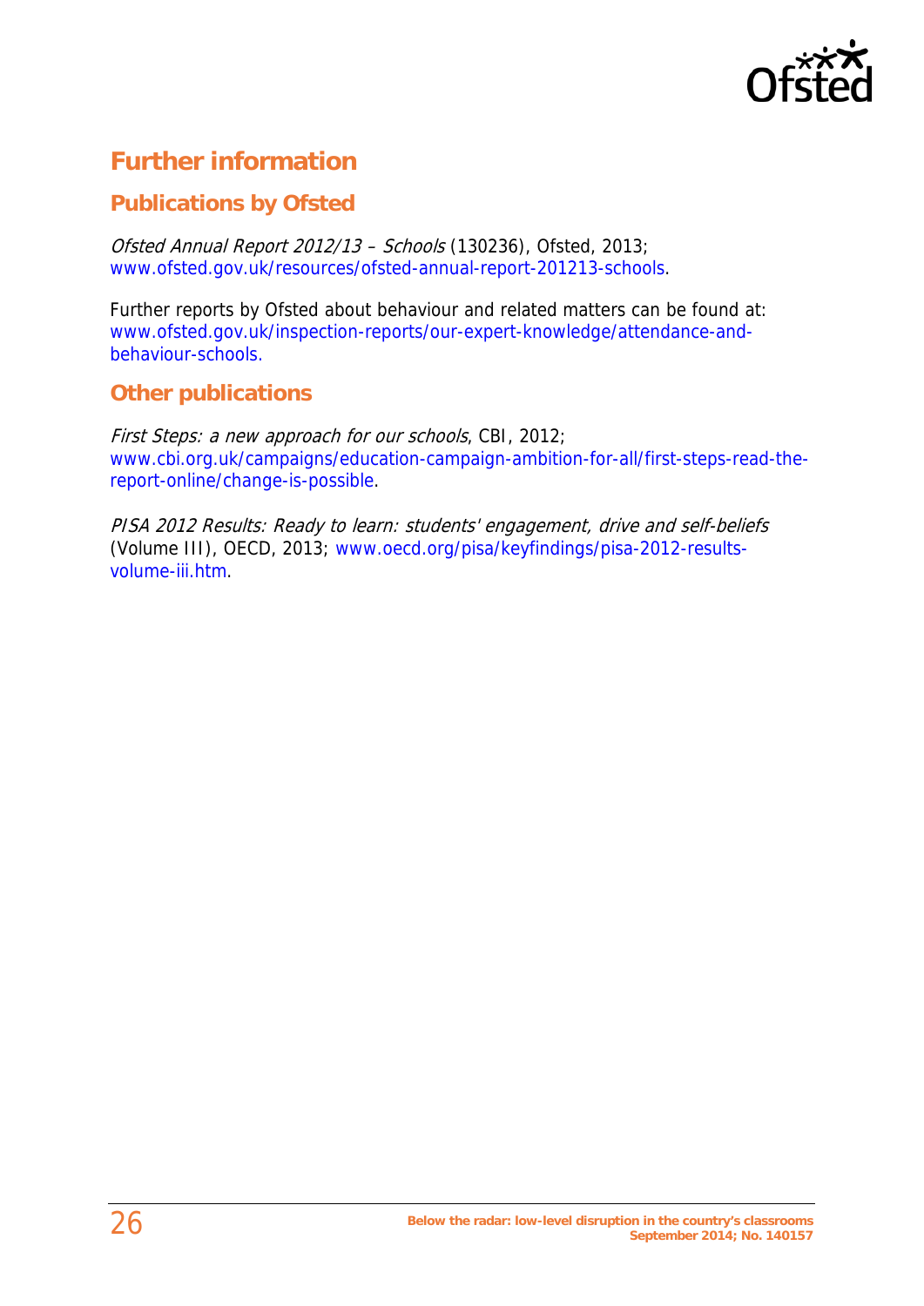# Further information

## Publications by Ofsted

*Ofsted Annual Report 2012/13 – Schools* (130236), Ofsted, 2013; www.ofsted.gov.uk/resources/ofsted-annual-report-201213-schools.

Further reports by Ofsted about behaviour and related matters can be found at: www.ofsted.gov.uk/inspection-reports/our-expert-knowledge/attendance-and-behaviour-schools.

## Other publications

*First Steps: a new approach for our schools*, CBI, 2012; www.cbi.org.uk/campaigns/education-campaign-ambition-for-all/first-steps-read-the-report-online/change-is-possible.

*PISA 2012 Results: Ready to learn: students' engagement, drive and self-beliefs* (Volume III), OECD, 2013; www.oecd.org/pisa/keyfindings/pisa-2012-results-volume-iii.htm.